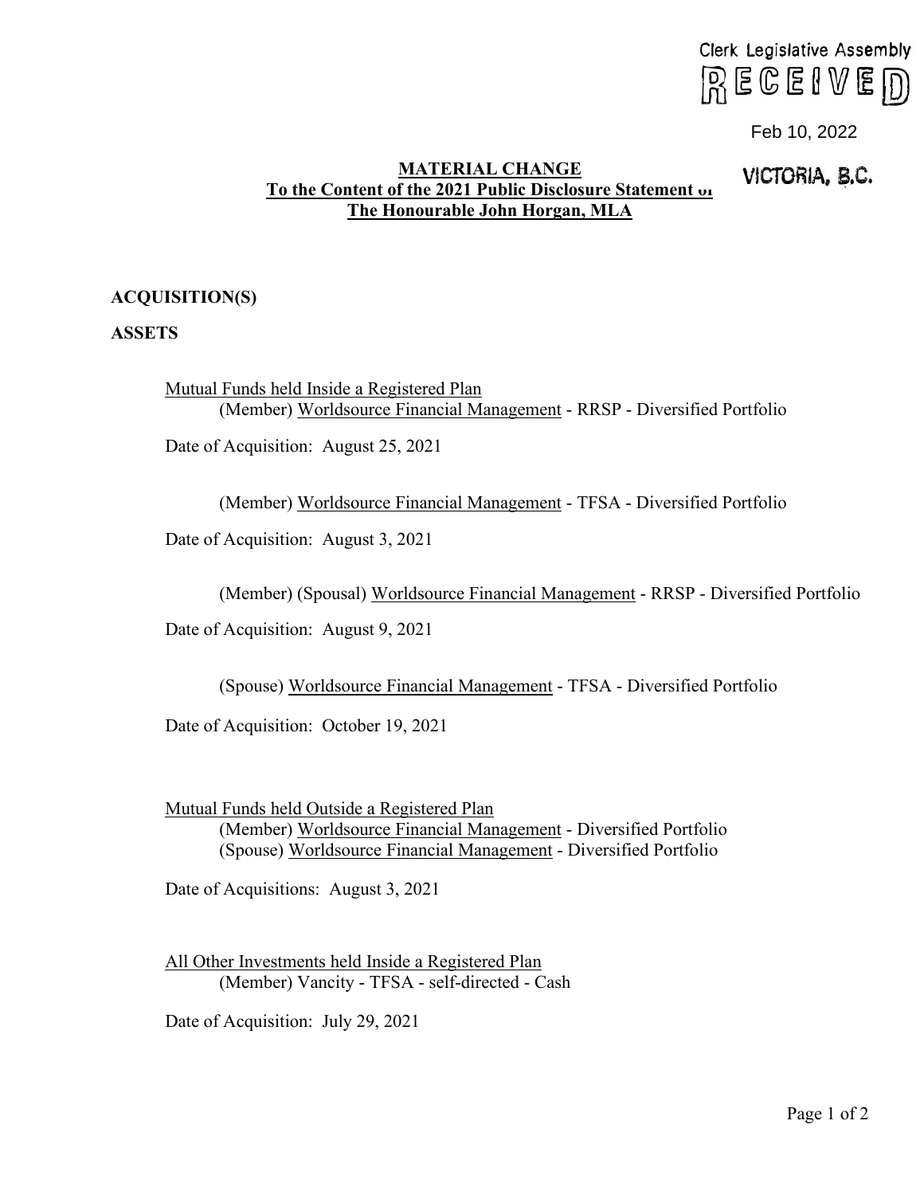Clerk Legislative Assembly
RECEIVED
Feb 10, 2022
VICTORIA, B.C.

# MATERIAL CHANGE
## To the Content of the 2021 Public Disclosure Statement of The Honourable John Horgan, MLA

**ACQUISITION(S)**

**ASSETS**

Mutual Funds held Inside a Registered Plan

(Member) Worldsource Financial Management - RRSP - Diversified Portfolio

Date of Acquisition: August 25, 2021

(Member) Worldsource Financial Management - TFSA - Diversified Portfolio

Date of Acquisition: August 3, 2021

(Member) (Spousal) Worldsource Financial Management - RRSP - Diversified Portfolio

Date of Acquisition: August 9, 2021

(Spouse) Worldsource Financial Management - TFSA - Diversified Portfolio

Date of Acquisition: October 19, 2021

Mutual Funds held Outside a Registered Plan

(Member) Worldsource Financial Management - Diversified Portfolio
(Spouse) Worldsource Financial Management - Diversified Portfolio

Date of Acquisitions: August 3, 2021

All Other Investments held Inside a Registered Plan

(Member) Vancity - TFSA - self-directed - Cash

Date of Acquisition: July 29, 2021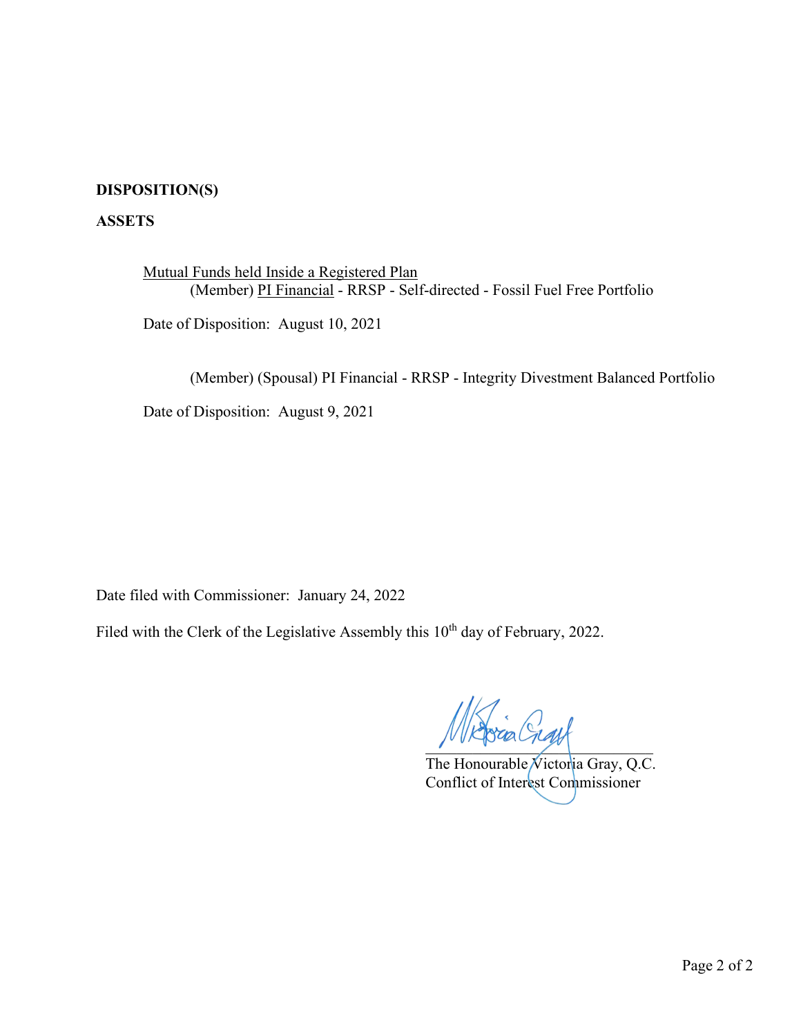**DISPOSITION(S)**

**ASSETS**

Mutual Funds held Inside a Registered Plan

(Member) PI Financial - RRSP - Self-directed - Fossil Fuel Free Portfolio

Date of Disposition: August 10, 2021

(Member) (Spousal) PI Financial - RRSP - Integrity Divestment Balanced Portfolio

Date of Disposition: August 9, 2021

Date filed with Commissioner: January 24, 2022

Filed with the Clerk of the Legislative Assembly this 10th day of February, 2022.

The Honourable Victoria Gray, Q.C.
Conflict of Interest Commissioner